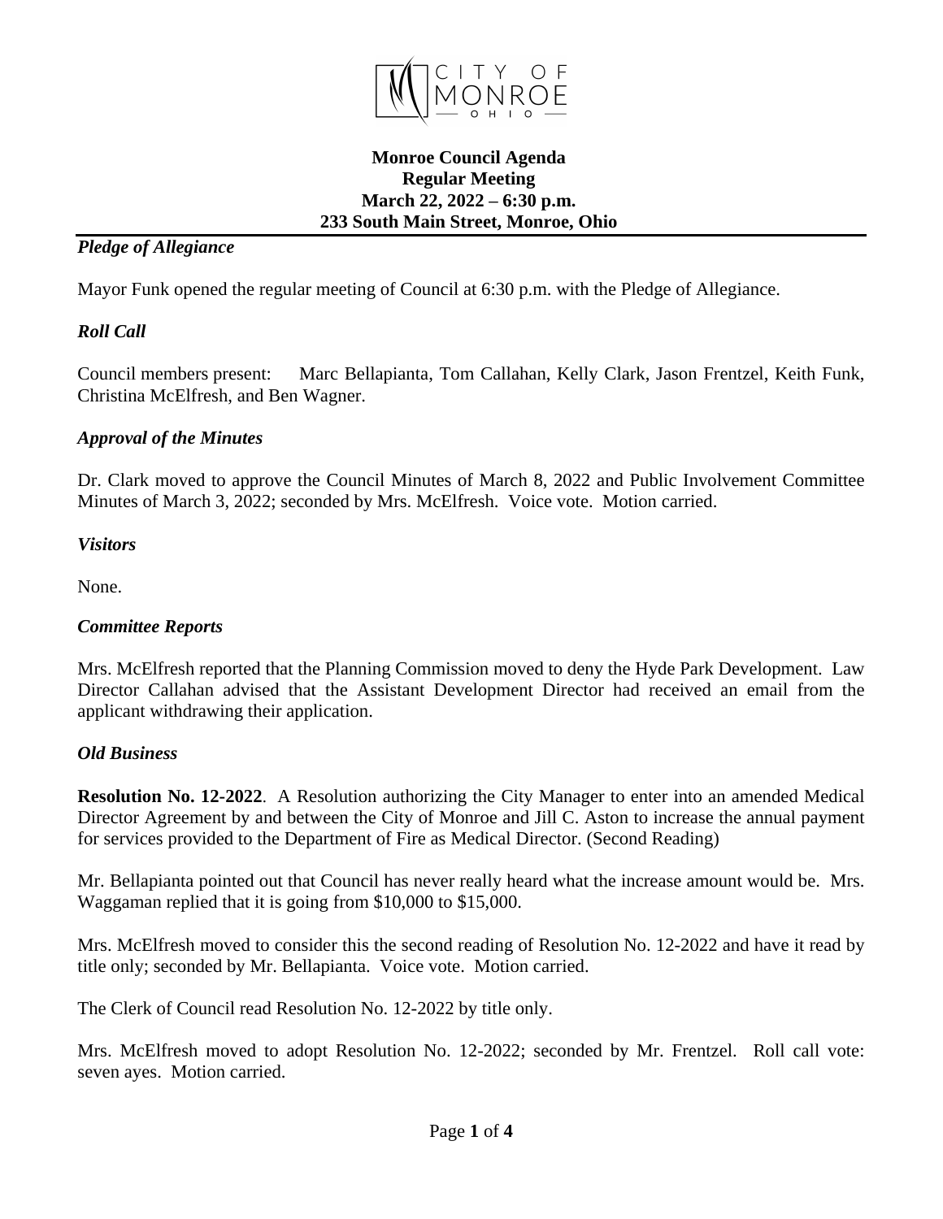CITY OF MONROE OHIO

**Monroe Council Agenda**
**Regular Meeting**
**March 22, 2022 – 6:30 p.m.**
**233 South Main Street, Monroe, Ohio**

### *Pledge of Allegiance*

Mayor Funk opened the regular meeting of Council at 6:30 p.m. with the Pledge of Allegiance.

### *Roll Call*

Council members present: Marc Bellapianta, Tom Callahan, Kelly Clark, Jason Frentzel, Keith Funk, Christina McElfresh, and Ben Wagner.

### *Approval of the Minutes*

Dr. Clark moved to approve the Council Minutes of March 8, 2022 and Public Involvement Committee Minutes of March 3, 2022; seconded by Mrs. McElfresh. Voice vote. Motion carried.

### *Visitors*

None.

### *Committee Reports*

Mrs. McElfresh reported that the Planning Commission moved to deny the Hyde Park Development. Law Director Callahan advised that the Assistant Development Director had received an email from the applicant withdrawing their application.

### *Old Business*

**Resolution No. 12-2022**. A Resolution authorizing the City Manager to enter into an amended Medical Director Agreement by and between the City of Monroe and Jill C. Aston to increase the annual payment for services provided to the Department of Fire as Medical Director. (Second Reading)

Mr. Bellapianta pointed out that Council has never really heard what the increase amount would be. Mrs. Waggaman replied that it is going from $10,000 to $15,000.

Mrs. McElfresh moved to consider this the second reading of Resolution No. 12-2022 and have it read by title only; seconded by Mr. Bellapianta. Voice vote. Motion carried.

The Clerk of Council read Resolution No. 12-2022 by title only.

Mrs. McElfresh moved to adopt Resolution No. 12-2022; seconded by Mr. Frentzel. Roll call vote: seven ayes. Motion carried.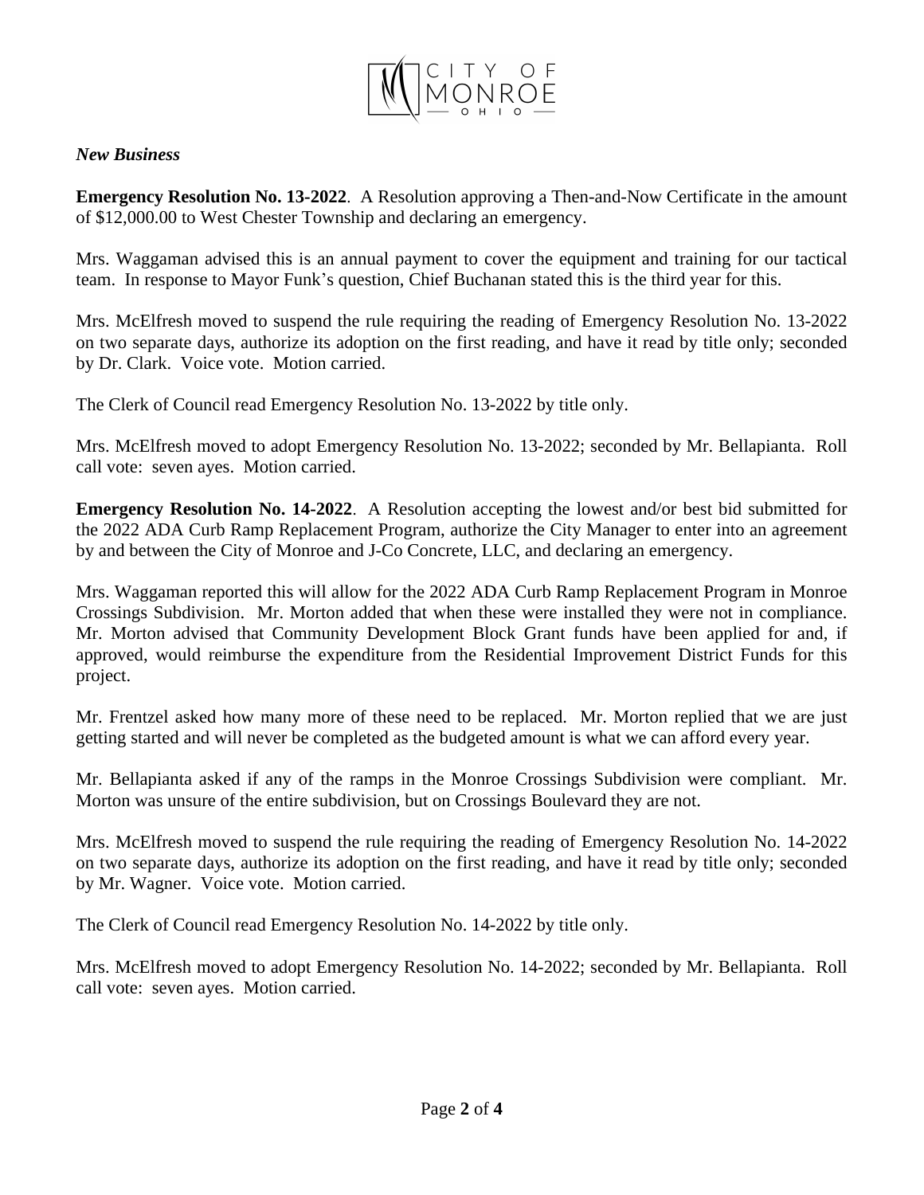*New Business*

**Emergency Resolution No. 13-2022**. A Resolution approving a Then-and-Now Certificate in the amount of $12,000.00 to West Chester Township and declaring an emergency.

Mrs. Waggaman advised this is an annual payment to cover the equipment and training for our tactical team. In response to Mayor Funk's question, Chief Buchanan stated this is the third year for this.

Mrs. McElfresh moved to suspend the rule requiring the reading of Emergency Resolution No. 13-2022 on two separate days, authorize its adoption on the first reading, and have it read by title only; seconded by Dr. Clark. Voice vote. Motion carried.

The Clerk of Council read Emergency Resolution No. 13-2022 by title only.

Mrs. McElfresh moved to adopt Emergency Resolution No. 13-2022; seconded by Mr. Bellapianta. Roll call vote: seven ayes. Motion carried.

**Emergency Resolution No. 14-2022**. A Resolution accepting the lowest and/or best bid submitted for the 2022 ADA Curb Ramp Replacement Program, authorize the City Manager to enter into an agreement by and between the City of Monroe and J-Co Concrete, LLC, and declaring an emergency.

Mrs. Waggaman reported this will allow for the 2022 ADA Curb Ramp Replacement Program in Monroe Crossings Subdivision. Mr. Morton added that when these were installed they were not in compliance. Mr. Morton advised that Community Development Block Grant funds have been applied for and, if approved, would reimburse the expenditure from the Residential Improvement District Funds for this project.

Mr. Frentzel asked how many more of these need to be replaced. Mr. Morton replied that we are just getting started and will never be completed as the budgeted amount is what we can afford every year.

Mr. Bellapianta asked if any of the ramps in the Monroe Crossings Subdivision were compliant. Mr. Morton was unsure of the entire subdivision, but on Crossings Boulevard they are not.

Mrs. McElfresh moved to suspend the rule requiring the reading of Emergency Resolution No. 14-2022 on two separate days, authorize its adoption on the first reading, and have it read by title only; seconded by Mr. Wagner. Voice vote. Motion carried.

The Clerk of Council read Emergency Resolution No. 14-2022 by title only.

Mrs. McElfresh moved to adopt Emergency Resolution No. 14-2022; seconded by Mr. Bellapianta. Roll call vote: seven ayes. Motion carried.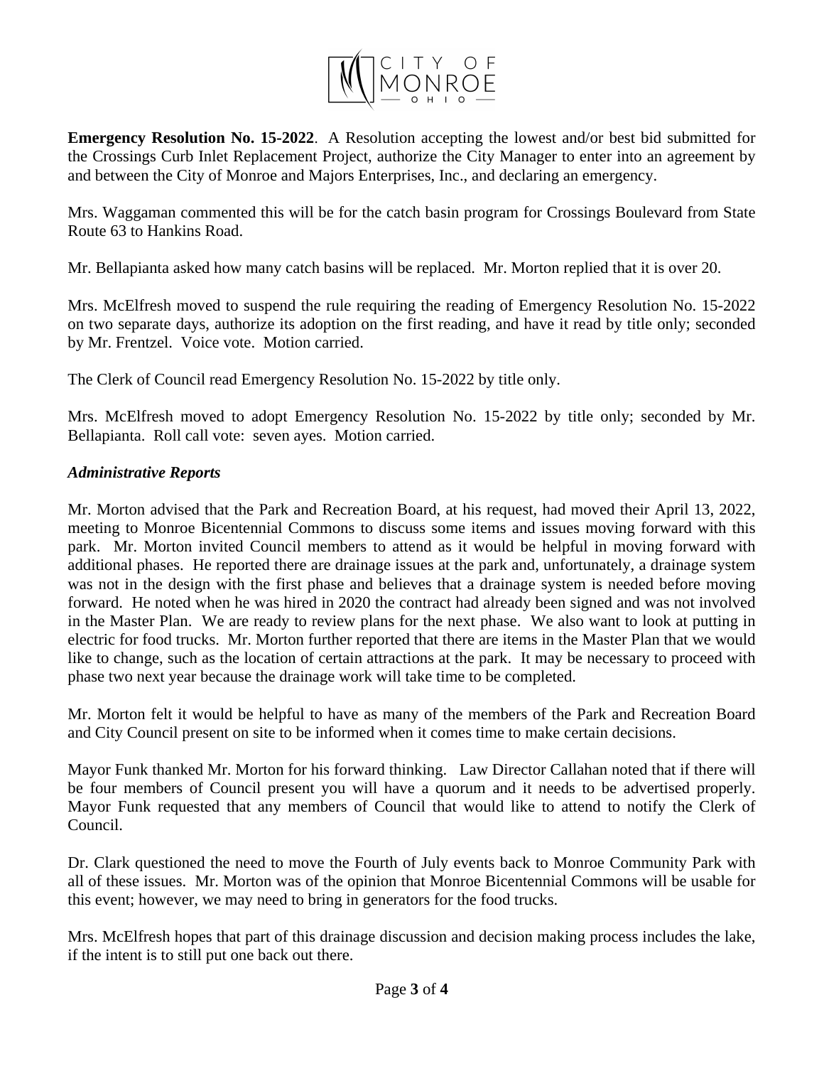**Emergency Resolution No. 15-2022**. A Resolution accepting the lowest and/or best bid submitted for the Crossings Curb Inlet Replacement Project, authorize the City Manager to enter into an agreement by and between the City of Monroe and Majors Enterprises, Inc., and declaring an emergency.

Mrs. Waggaman commented this will be for the catch basin program for Crossings Boulevard from State Route 63 to Hankins Road.

Mr. Bellapianta asked how many catch basins will be replaced. Mr. Morton replied that it is over 20.

Mrs. McElfresh moved to suspend the rule requiring the reading of Emergency Resolution No. 15-2022 on two separate days, authorize its adoption on the first reading, and have it read by title only; seconded by Mr. Frentzel. Voice vote. Motion carried.

The Clerk of Council read Emergency Resolution No. 15-2022 by title only.

Mrs. McElfresh moved to adopt Emergency Resolution No. 15-2022 by title only; seconded by Mr. Bellapianta. Roll call vote: seven ayes. Motion carried.

### *Administrative Reports*

Mr. Morton advised that the Park and Recreation Board, at his request, had moved their April 13, 2022, meeting to Monroe Bicentennial Commons to discuss some items and issues moving forward with this park. Mr. Morton invited Council members to attend as it would be helpful in moving forward with additional phases. He reported there are drainage issues at the park and, unfortunately, a drainage system was not in the design with the first phase and believes that a drainage system is needed before moving forward. He noted when he was hired in 2020 the contract had already been signed and was not involved in the Master Plan. We are ready to review plans for the next phase. We also want to look at putting in electric for food trucks. Mr. Morton further reported that there are items in the Master Plan that we would like to change, such as the location of certain attractions at the park. It may be necessary to proceed with phase two next year because the drainage work will take time to be completed.

Mr. Morton felt it would be helpful to have as many of the members of the Park and Recreation Board and City Council present on site to be informed when it comes time to make certain decisions.

Mayor Funk thanked Mr. Morton for his forward thinking. Law Director Callahan noted that if there will be four members of Council present you will have a quorum and it needs to be advertised properly. Mayor Funk requested that any members of Council that would like to attend to notify the Clerk of Council.

Dr. Clark questioned the need to move the Fourth of July events back to Monroe Community Park with all of these issues. Mr. Morton was of the opinion that Monroe Bicentennial Commons will be usable for this event; however, we may need to bring in generators for the food trucks.

Mrs. McElfresh hopes that part of this drainage discussion and decision making process includes the lake, if the intent is to still put one back out there.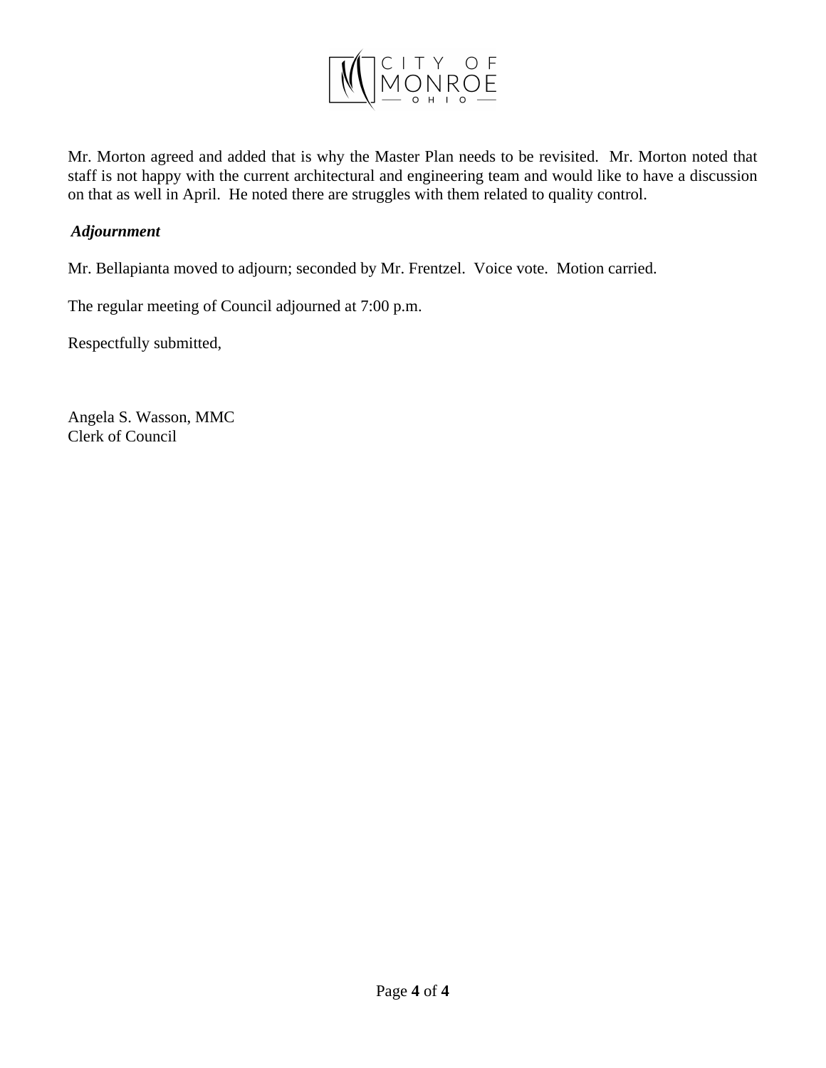Mr. Morton agreed and added that is why the Master Plan needs to be revisited. Mr. Morton noted that staff is not happy with the current architectural and engineering team and would like to have a discussion on that as well in April. He noted there are struggles with them related to quality control.

***Adjournment***

Mr. Bellapianta moved to adjourn; seconded by Mr. Frentzel. Voice vote. Motion carried.

The regular meeting of Council adjourned at 7:00 p.m.

Respectfully submitted,

Angela S. Wasson, MMC
Clerk of Council